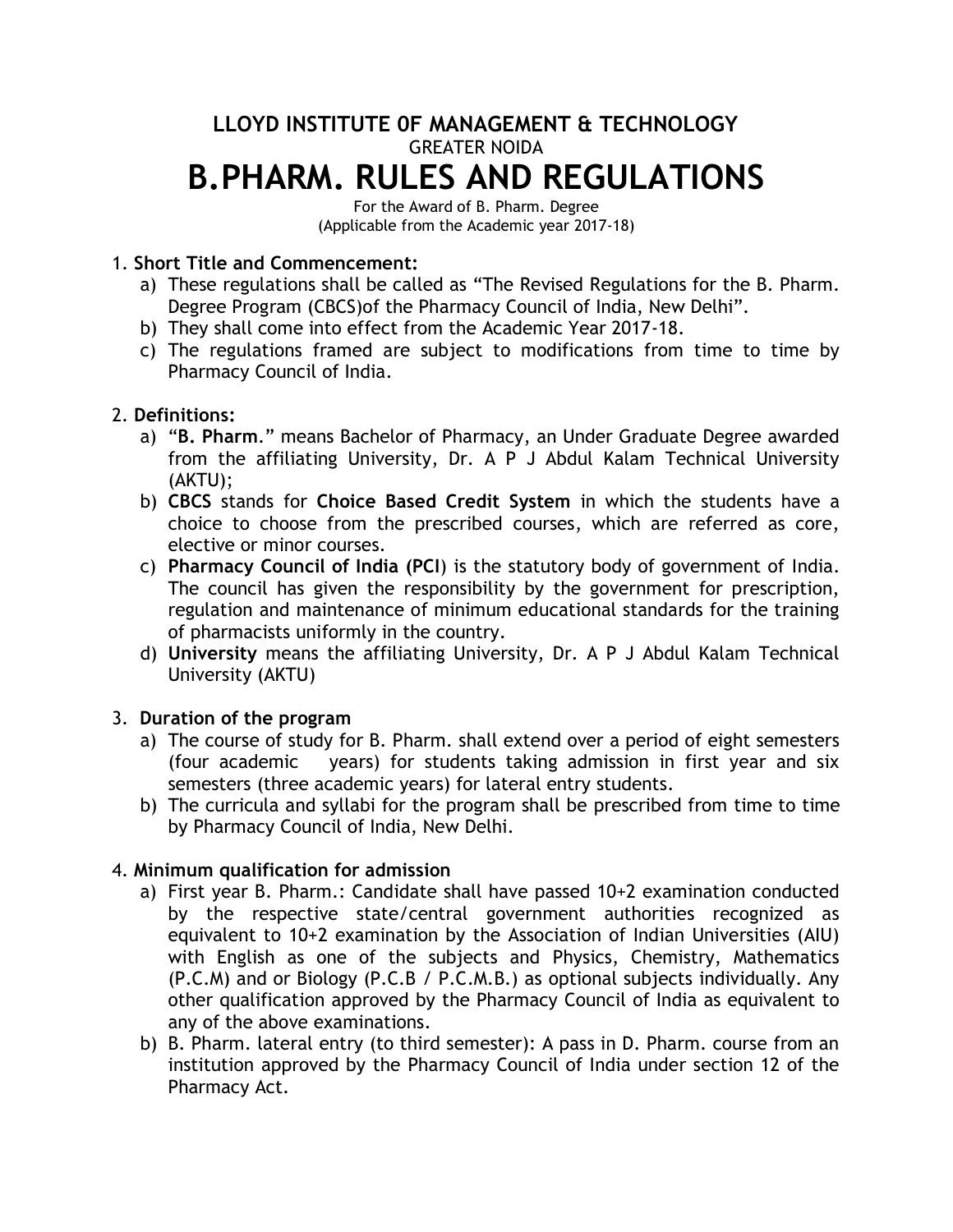# LLOYD INSTITUTE 0F MANAGEMENT & TECHNOLOGY

GREATER NOIDA

# B.PHARM. RULES AND REGULATIONS

For the Award of B. Pharm. Degree
(Applicable from the Academic year 2017-18)

1. **Short Title and Commencement:**
   a) These regulations shall be called as "The Revised Regulations for the B. Pharm. Degree Program (CBCS)of the Pharmacy Council of India, New Delhi".
   b) They shall come into effect from the Academic Year 2017-18.
   c) The regulations framed are subject to modifications from time to time by Pharmacy Council of India.

2. **Definitions:**
   a) "**B. Pharm**." means Bachelor of Pharmacy, an Under Graduate Degree awarded from the affiliating University, Dr. A P J Abdul Kalam Technical University (AKTU);
   b) **CBCS** stands for **Choice Based Credit System** in which the students have a choice to choose from the prescribed courses, which are referred as core, elective or minor courses.
   c) **Pharmacy Council of India (PCI**) is the statutory body of government of India. The council has given the responsibility by the government for prescription, regulation and maintenance of minimum educational standards for the training of pharmacists uniformly in the country.
   d) **University** means the affiliating University, Dr. A P J Abdul Kalam Technical University (AKTU)

3. **Duration of the program**
   a) The course of study for B. Pharm. shall extend over a period of eight semesters (four academic years) for students taking admission in first year and six semesters (three academic years) for lateral entry students.
   b) The curricula and syllabi for the program shall be prescribed from time to time by Pharmacy Council of India, New Delhi.

4. **Minimum qualification for admission**
   a) First year B. Pharm.: Candidate shall have passed 10+2 examination conducted by the respective state/central government authorities recognized as equivalent to 10+2 examination by the Association of Indian Universities (AIU) with English as one of the subjects and Physics, Chemistry, Mathematics (P.C.M) and or Biology (P.C.B / P.C.M.B.) as optional subjects individually. Any other qualification approved by the Pharmacy Council of India as equivalent to any of the above examinations.
   b) B. Pharm. lateral entry (to third semester): A pass in D. Pharm. course from an institution approved by the Pharmacy Council of India under section 12 of the Pharmacy Act.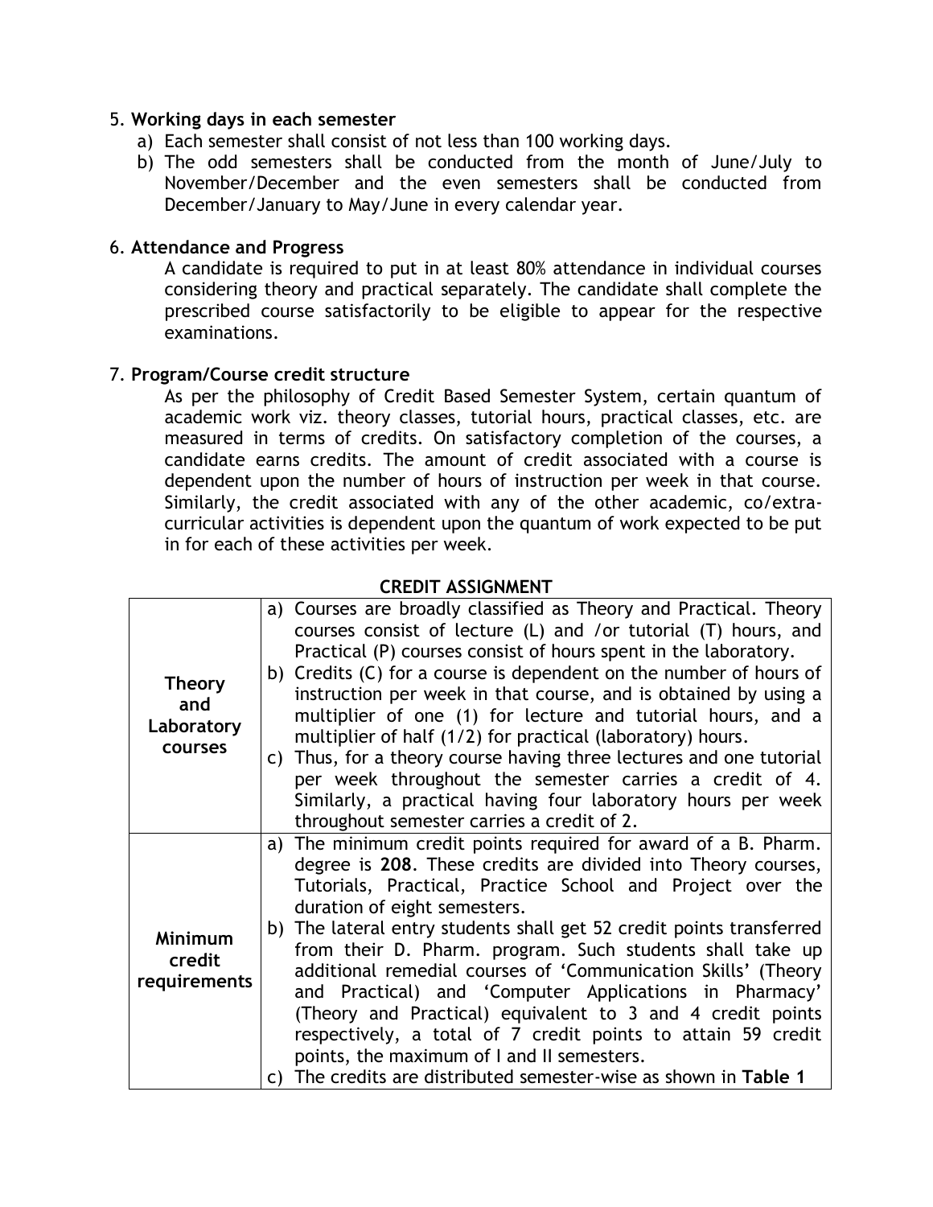5. **Working days in each semester**
    a) Each semester shall consist of not less than 100 working days.
    b) The odd semesters shall be conducted from the month of June/July to November/December and the even semesters shall be conducted from December/January to May/June in every calendar year.

6. **Attendance and Progress**

    A candidate is required to put in at least 80% attendance in individual courses considering theory and practical separately. The candidate shall complete the prescribed course satisfactorily to be eligible to appear for the respective examinations.

7. **Program/Course credit structure**

    As per the philosophy of Credit Based Semester System, certain quantum of academic work viz. theory classes, tutorial hours, practical classes, etc. are measured in terms of credits. On satisfactory completion of the courses, a candidate earns credits. The amount of credit associated with a course is dependent upon the number of hours of instruction per week in that course. Similarly, the credit associated with any of the other academic, co/extra-curricular activities is dependent upon the quantum of work expected to be put in for each of these activities per week.

**CREDIT ASSIGNMENT**

| | |
|---|---|
| **Theory and Laboratory courses** | a) Courses are broadly classified as Theory and Practical. Theory courses consist of lecture (L) and /or tutorial (T) hours, and Practical (P) courses consist of hours spent in the laboratory.<br>b) Credits (C) for a course is dependent on the number of hours of instruction per week in that course, and is obtained by using a multiplier of one (1) for lecture and tutorial hours, and a multiplier of half (1/2) for practical (laboratory) hours.<br>c) Thus, for a theory course having three lectures and one tutorial per week throughout the semester carries a credit of 4. Similarly, a practical having four laboratory hours per week throughout semester carries a credit of 2. |
| **Minimum credit requirements** | a) The minimum credit points required for award of a B. Pharm. degree is **208**. These credits are divided into Theory courses, Tutorials, Practical, Practice School and Project over the duration of eight semesters.<br>b) The lateral entry students shall get 52 credit points transferred from their D. Pharm. program. Such students shall take up additional remedial courses of 'Communication Skills' (Theory and Practical) and 'Computer Applications in Pharmacy' (Theory and Practical) equivalent to 3 and 4 credit points respectively, a total of 7 credit points to attain 59 credit points, the maximum of I and II semesters.<br>c) The credits are distributed semester-wise as shown in **Table 1** |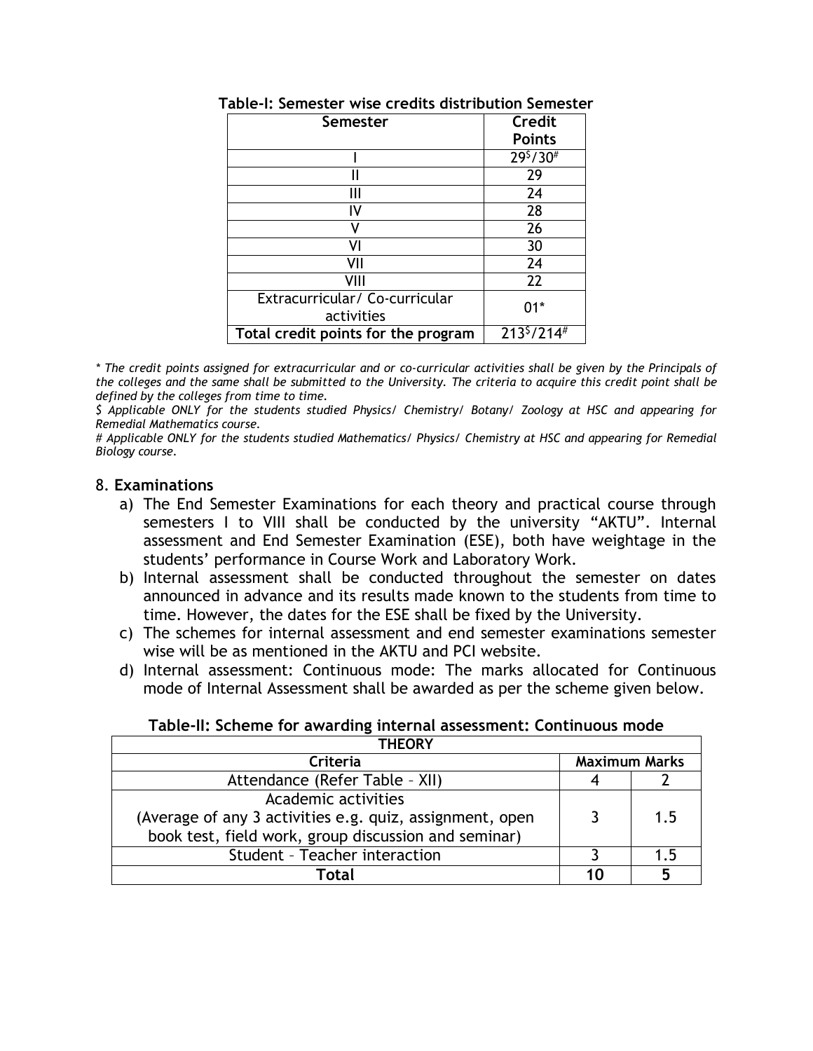**Table-I: Semester wise credits distribution Semester**

| Semester | Credit Points |
|---|---|
| I | 29$/30# |
| II | 29 |
| III | 24 |
| IV | 28 |
| V | 26 |
| VI | 30 |
| VII | 24 |
| VIII | 22 |
| Extracurricular/ Co-curricular activities | 01* |
| **Total credit points for the program** | 213$/214# |

*\* The credit points assigned for extracurricular and or co-curricular activities shall be given by the Principals of the colleges and the same shall be submitted to the University. The criteria to acquire this credit point shall be defined by the colleges from time to time.*

*$ Applicable ONLY for the students studied Physics/ Chemistry/ Botany/ Zoology at HSC and appearing for Remedial Mathematics course.*

*# Applicable ONLY for the students studied Mathematics/ Physics/ Chemistry at HSC and appearing for Remedial Biology course.*

## 8. Examinations

a) The End Semester Examinations for each theory and practical course through semesters I to VIII shall be conducted by the university "AKTU". Internal assessment and End Semester Examination (ESE), both have weightage in the students' performance in Course Work and Laboratory Work.

b) Internal assessment shall be conducted throughout the semester on dates announced in advance and its results made known to the students from time to time. However, the dates for the ESE shall be fixed by the University.

c) The schemes for internal assessment and end semester examinations semester wise will be as mentioned in the AKTU and PCI website.

d) Internal assessment: Continuous mode: The marks allocated for Continuous mode of Internal Assessment shall be awarded as per the scheme given below.

**Table-II: Scheme for awarding internal assessment: Continuous mode**

| THEORY | | |
|---|---|---|
| **Criteria** | **Maximum Marks** | |
| Attendance (Refer Table – XII) | 4 | 2 |
| Academic activities (Average of any 3 activities e.g. quiz, assignment, open book test, field work, group discussion and seminar) | 3 | 1.5 |
| Student – Teacher interaction | 3 | 1.5 |
| **Total** | **10** | **5** |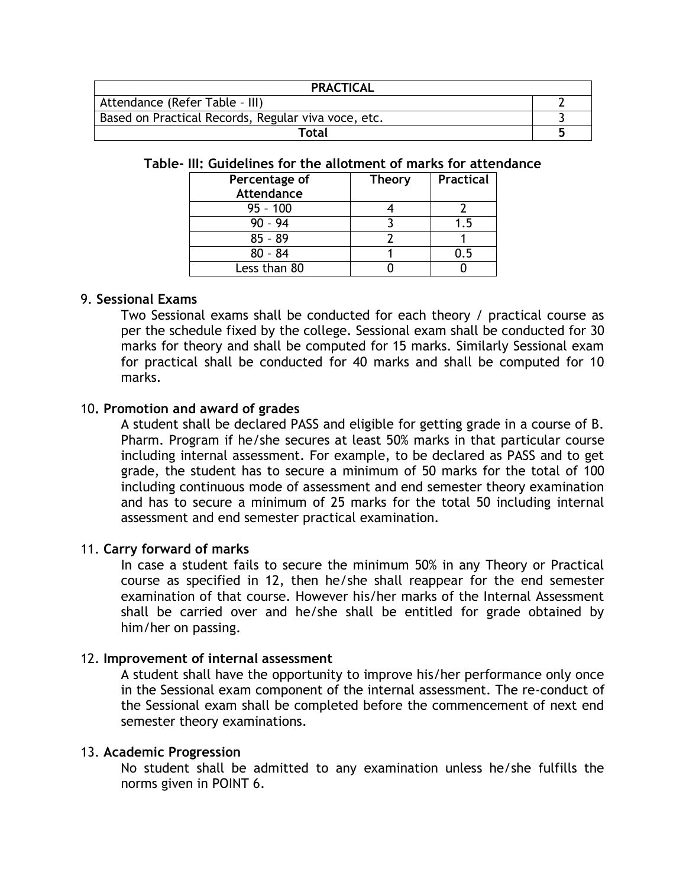| PRACTICAL | |
|---|---|
| Attendance (Refer Table – III) | 2 |
| Based on Practical Records, Regular viva voce, etc. | 3 |
| **Total** | **5** |

**Table- III: Guidelines for the allotment of marks for attendance**

| Percentage of Attendance | Theory | Practical |
|---|---|---|
| 95 – 100 | 4 | 2 |
| 90 – 94 | 3 | 1.5 |
| 85 – 89 | 2 | 1 |
| 80 – 84 | 1 | 0.5 |
| Less than 80 | 0 | 0 |

9. **Sessional Exams**

   Two Sessional exams shall be conducted for each theory / practical course as per the schedule fixed by the college. Sessional exam shall be conducted for 30 marks for theory and shall be computed for 15 marks. Similarly Sessional exam for practical shall be conducted for 40 marks and shall be computed for 10 marks.

10. **Promotion and award of grades**

    A student shall be declared PASS and eligible for getting grade in a course of B. Pharm. Program if he/she secures at least 50% marks in that particular course including internal assessment. For example, to be declared as PASS and to get grade, the student has to secure a minimum of 50 marks for the total of 100 including continuous mode of assessment and end semester theory examination and has to secure a minimum of 25 marks for the total 50 including internal assessment and end semester practical examination.

11. **Carry forward of marks**

    In case a student fails to secure the minimum 50% in any Theory or Practical course as specified in 12, then he/she shall reappear for the end semester examination of that course. However his/her marks of the Internal Assessment shall be carried over and he/she shall be entitled for grade obtained by him/her on passing.

12. **Improvement of internal assessment**

    A student shall have the opportunity to improve his/her performance only once in the Sessional exam component of the internal assessment. The re-conduct of the Sessional exam shall be completed before the commencement of next end semester theory examinations.

13. **Academic Progression**

    No student shall be admitted to any examination unless he/she fulfills the norms given in POINT 6.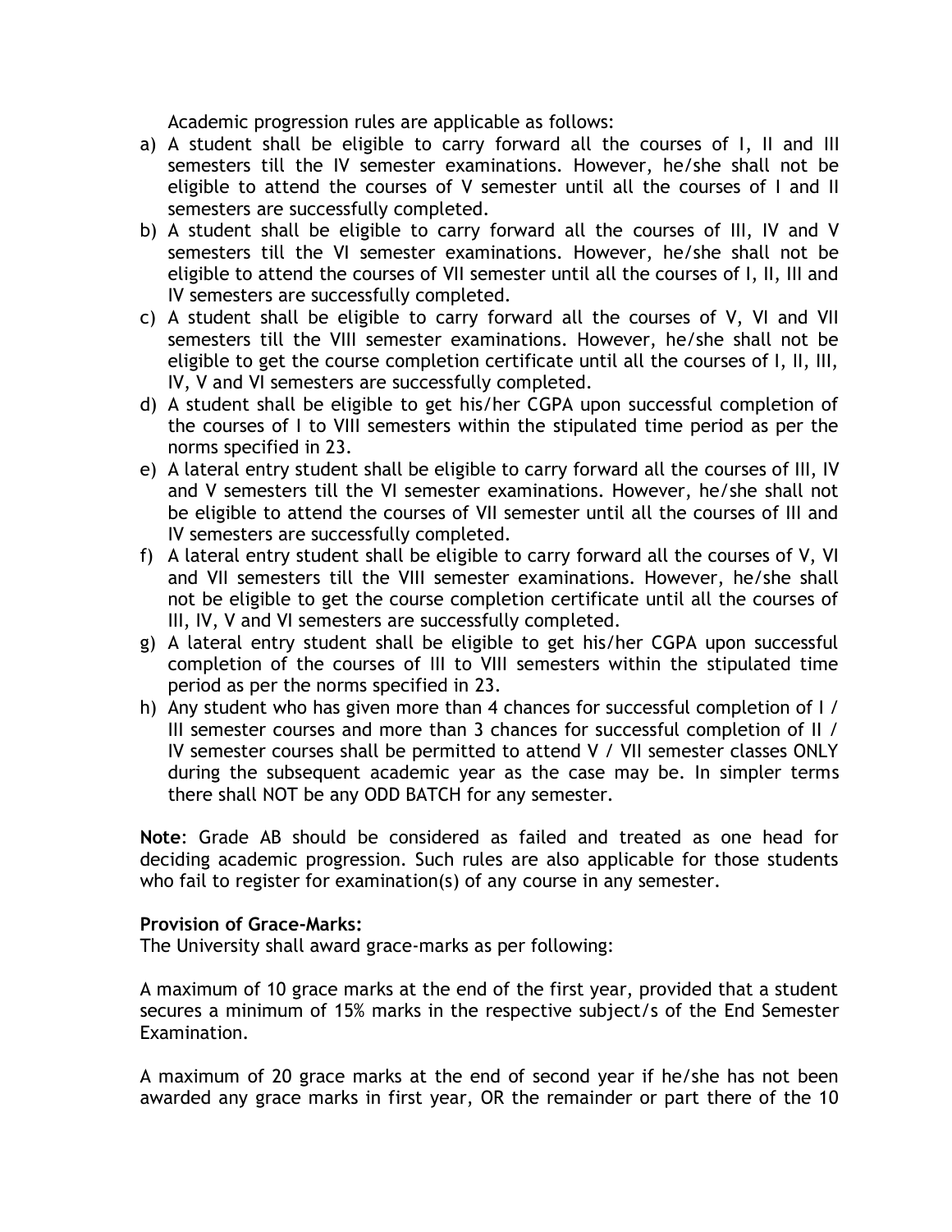Academic progression rules are applicable as follows:

a) A student shall be eligible to carry forward all the courses of I, II and III semesters till the IV semester examinations. However, he/she shall not be eligible to attend the courses of V semester until all the courses of I and II semesters are successfully completed.
b) A student shall be eligible to carry forward all the courses of III, IV and V semesters till the VI semester examinations. However, he/she shall not be eligible to attend the courses of VII semester until all the courses of I, II, III and IV semesters are successfully completed.
c) A student shall be eligible to carry forward all the courses of V, VI and VII semesters till the VIII semester examinations. However, he/she shall not be eligible to get the course completion certificate until all the courses of I, II, III, IV, V and VI semesters are successfully completed.
d) A student shall be eligible to get his/her CGPA upon successful completion of the courses of I to VIII semesters within the stipulated time period as per the norms specified in 23.
e) A lateral entry student shall be eligible to carry forward all the courses of III, IV and V semesters till the VI semester examinations. However, he/she shall not be eligible to attend the courses of VII semester until all the courses of III and IV semesters are successfully completed.
f) A lateral entry student shall be eligible to carry forward all the courses of V, VI and VII semesters till the VIII semester examinations. However, he/she shall not be eligible to get the course completion certificate until all the courses of III, IV, V and VI semesters are successfully completed.
g) A lateral entry student shall be eligible to get his/her CGPA upon successful completion of the courses of III to VIII semesters within the stipulated time period as per the norms specified in 23.
h) Any student who has given more than 4 chances for successful completion of I / III semester courses and more than 3 chances for successful completion of II / IV semester courses shall be permitted to attend V / VII semester classes ONLY during the subsequent academic year as the case may be. In simpler terms there shall NOT be any ODD BATCH for any semester.

**Note**: Grade AB should be considered as failed and treated as one head for deciding academic progression. Such rules are also applicable for those students who fail to register for examination(s) of any course in any semester.

**Provision of Grace-Marks:**

The University shall award grace-marks as per following:

A maximum of 10 grace marks at the end of the first year, provided that a student secures a minimum of 15% marks in the respective subject/s of the End Semester Examination.

A maximum of 20 grace marks at the end of second year if he/she has not been awarded any grace marks in first year, OR the remainder or part there of the 10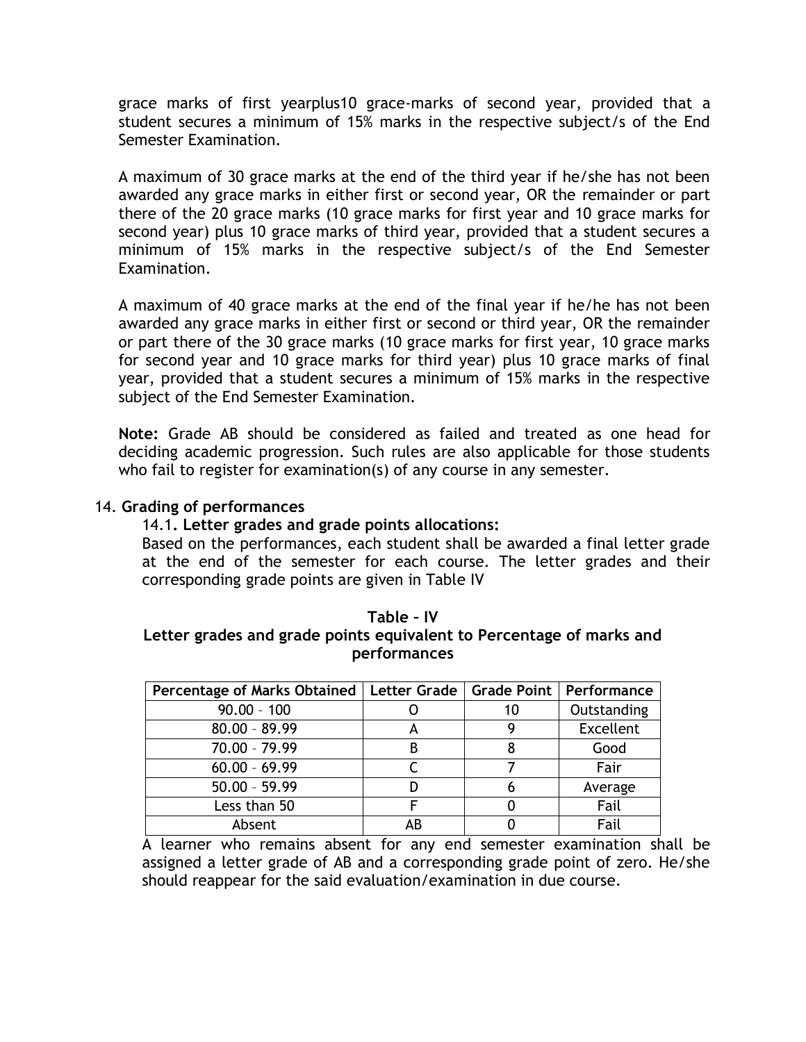grace marks of first yearplus10 grace-marks of second year, provided that a student secures a minimum of 15% marks in the respective subject/s of the End Semester Examination.

A maximum of 30 grace marks at the end of the third year if he/she has not been awarded any grace marks in either first or second year, OR the remainder or part there of the 20 grace marks (10 grace marks for first year and 10 grace marks for second year) plus 10 grace marks of third year, provided that a student secures a minimum of 15% marks in the respective subject/s of the End Semester Examination.

A maximum of 40 grace marks at the end of the final year if he/he has not been awarded any grace marks in either first or second or third year, OR the remainder or part there of the 30 grace marks (10 grace marks for first year, 10 grace marks for second year and 10 grace marks for third year) plus 10 grace marks of final year, provided that a student secures a minimum of 15% marks in the respective subject of the End Semester Examination.

**Note:** Grade AB should be considered as failed and treated as one head for deciding academic progression. Such rules are also applicable for those students who fail to register for examination(s) of any course in any semester.

14. **Grading of performances**

14.1**. Letter grades and grade points allocations:**

Based on the performances, each student shall be awarded a final letter grade at the end of the semester for each course. The letter grades and their corresponding grade points are given in Table IV

**Table – IV**
**Letter grades and grade points equivalent to Percentage of marks and performances**

| Percentage of Marks Obtained | Letter Grade | Grade Point | Performance |
|---|---|---|---|
| 90.00 – 100 | O | 10 | Outstanding |
| 80.00 – 89.99 | A | 9 | Excellent |
| 70.00 – 79.99 | B | 8 | Good |
| 60.00 – 69.99 | C | 7 | Fair |
| 50.00 – 59.99 | D | 6 | Average |
| Less than 50 | F | 0 | Fail |
| Absent | AB | 0 | Fail |

A learner who remains absent for any end semester examination shall be assigned a letter grade of AB and a corresponding grade point of zero. He/she should reappear for the said evaluation/examination in due course.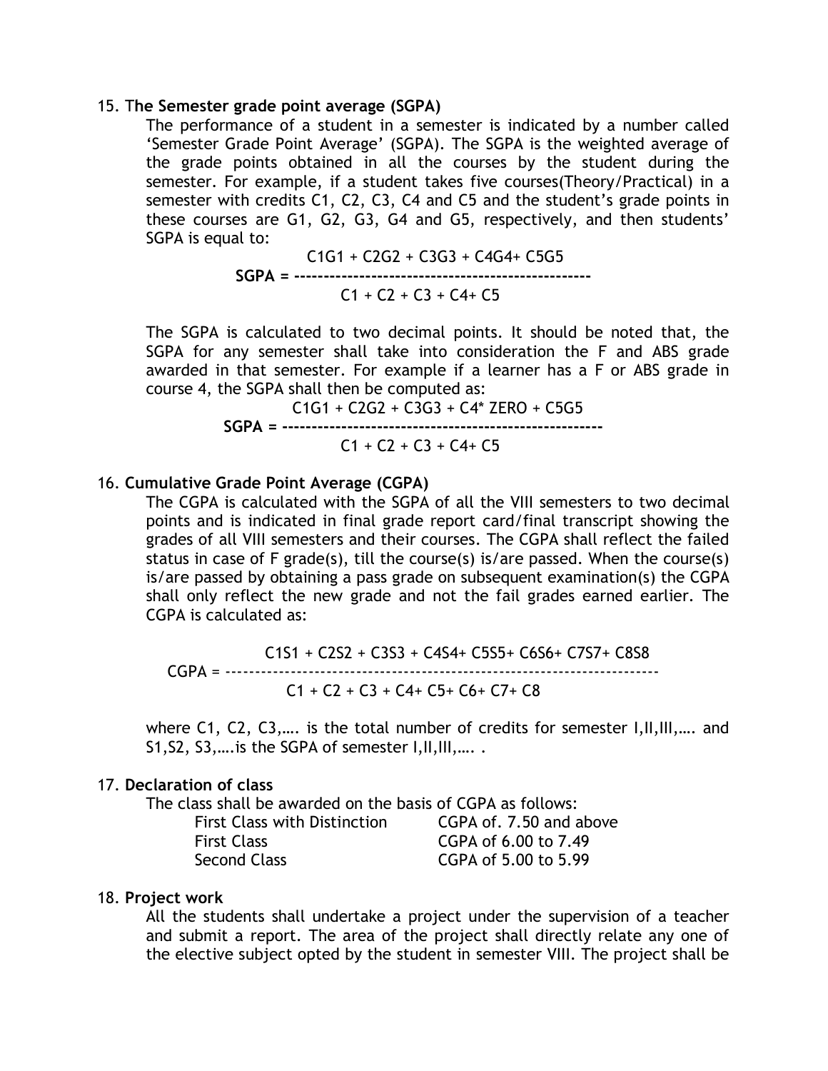15. **The Semester grade point average (SGPA)**

The performance of a student in a semester is indicated by a number called 'Semester Grade Point Average' (SGPA). The SGPA is the weighted average of the grade points obtained in all the courses by the student during the semester. For example, if a student takes five courses(Theory/Practical) in a semester with credits C1, C2, C3, C4 and C5 and the student's grade points in these courses are G1, G2, G3, G4 and G5, respectively, and then students' SGPA is equal to:

$$\textbf{SGPA} = \frac{C1G1 + C2G2 + C3G3 + C4G4 + C5G5}{C1 + C2 + C3 + C4 + C5}$$

The SGPA is calculated to two decimal points. It should be noted that, the SGPA for any semester shall take into consideration the F and ABS grade awarded in that semester. For example if a learner has a F or ABS grade in course 4, the SGPA shall then be computed as:

$$\textbf{SGPA} = \frac{C1G1 + C2G2 + C3G3 + C4^{*}\ \text{ZERO} + C5G5}{C1 + C2 + C3 + C4 + C5}$$

16. **Cumulative Grade Point Average (CGPA)**

The CGPA is calculated with the SGPA of all the VIII semesters to two decimal points and is indicated in final grade report card/final transcript showing the grades of all VIII semesters and their courses. The CGPA shall reflect the failed status in case of F grade(s), till the course(s) is/are passed. When the course(s) is/are passed by obtaining a pass grade on subsequent examination(s) the CGPA shall only reflect the new grade and not the fail grades earned earlier. The CGPA is calculated as:

$$\text{CGPA} = \frac{C1S1 + C2S2 + C3S3 + C4S4 + C5S5 + C6S6 + C7S7 + C8S8}{C1 + C2 + C3 + C4 + C5 + C6 + C7 + C8}$$

where C1, C2, C3,…. is the total number of credits for semester I,II,III,…. and S1,S2, S3,….is the SGPA of semester I,II,III,…. .

17. **Declaration of class**

The class shall be awarded on the basis of CGPA as follows:

| | |
|---|---|
| First Class with Distinction | CGPA of. 7.50 and above |
| First Class | CGPA of 6.00 to 7.49 |
| Second Class | CGPA of 5.00 to 5.99 |

18. **Project work**

All the students shall undertake a project under the supervision of a teacher and submit a report. The area of the project shall directly relate any one of the elective subject opted by the student in semester VIII. The project shall be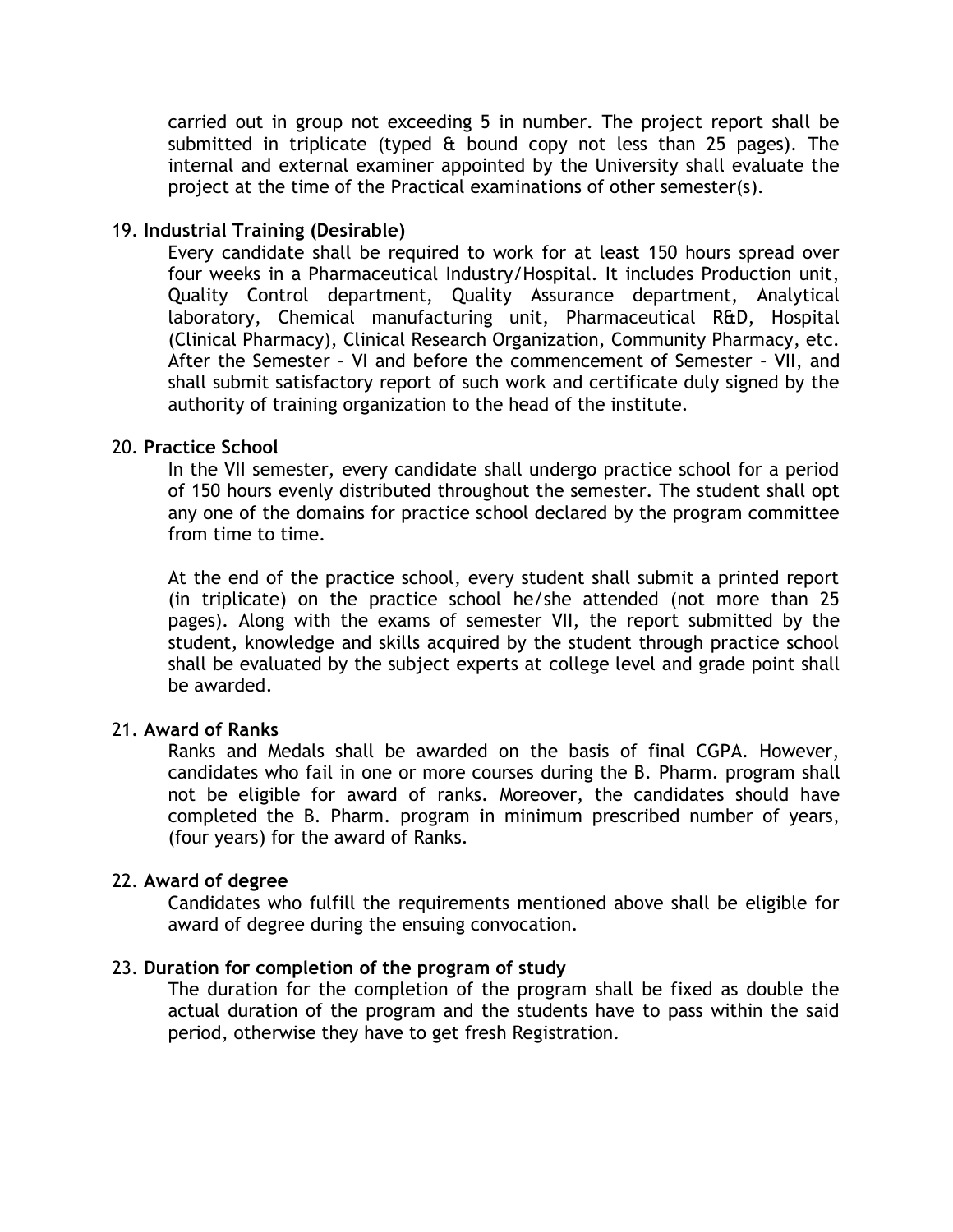carried out in group not exceeding 5 in number. The project report shall be submitted in triplicate (typed & bound copy not less than 25 pages). The internal and external examiner appointed by the University shall evaluate the project at the time of the Practical examinations of other semester(s).

19. **Industrial Training (Desirable)**

Every candidate shall be required to work for at least 150 hours spread over four weeks in a Pharmaceutical Industry/Hospital. It includes Production unit, Quality Control department, Quality Assurance department, Analytical laboratory, Chemical manufacturing unit, Pharmaceutical R&D, Hospital (Clinical Pharmacy), Clinical Research Organization, Community Pharmacy, etc. After the Semester – VI and before the commencement of Semester – VII, and shall submit satisfactory report of such work and certificate duly signed by the authority of training organization to the head of the institute.

20. **Practice School**

In the VII semester, every candidate shall undergo practice school for a period of 150 hours evenly distributed throughout the semester. The student shall opt any one of the domains for practice school declared by the program committee from time to time.

At the end of the practice school, every student shall submit a printed report (in triplicate) on the practice school he/she attended (not more than 25 pages). Along with the exams of semester VII, the report submitted by the student, knowledge and skills acquired by the student through practice school shall be evaluated by the subject experts at college level and grade point shall be awarded.

21. **Award of Ranks**

Ranks and Medals shall be awarded on the basis of final CGPA. However, candidates who fail in one or more courses during the B. Pharm. program shall not be eligible for award of ranks. Moreover, the candidates should have completed the B. Pharm. program in minimum prescribed number of years, (four years) for the award of Ranks.

22. **Award of degree**

Candidates who fulfill the requirements mentioned above shall be eligible for award of degree during the ensuing convocation.

23. **Duration for completion of the program of study**

The duration for the completion of the program shall be fixed as double the actual duration of the program and the students have to pass within the said period, otherwise they have to get fresh Registration.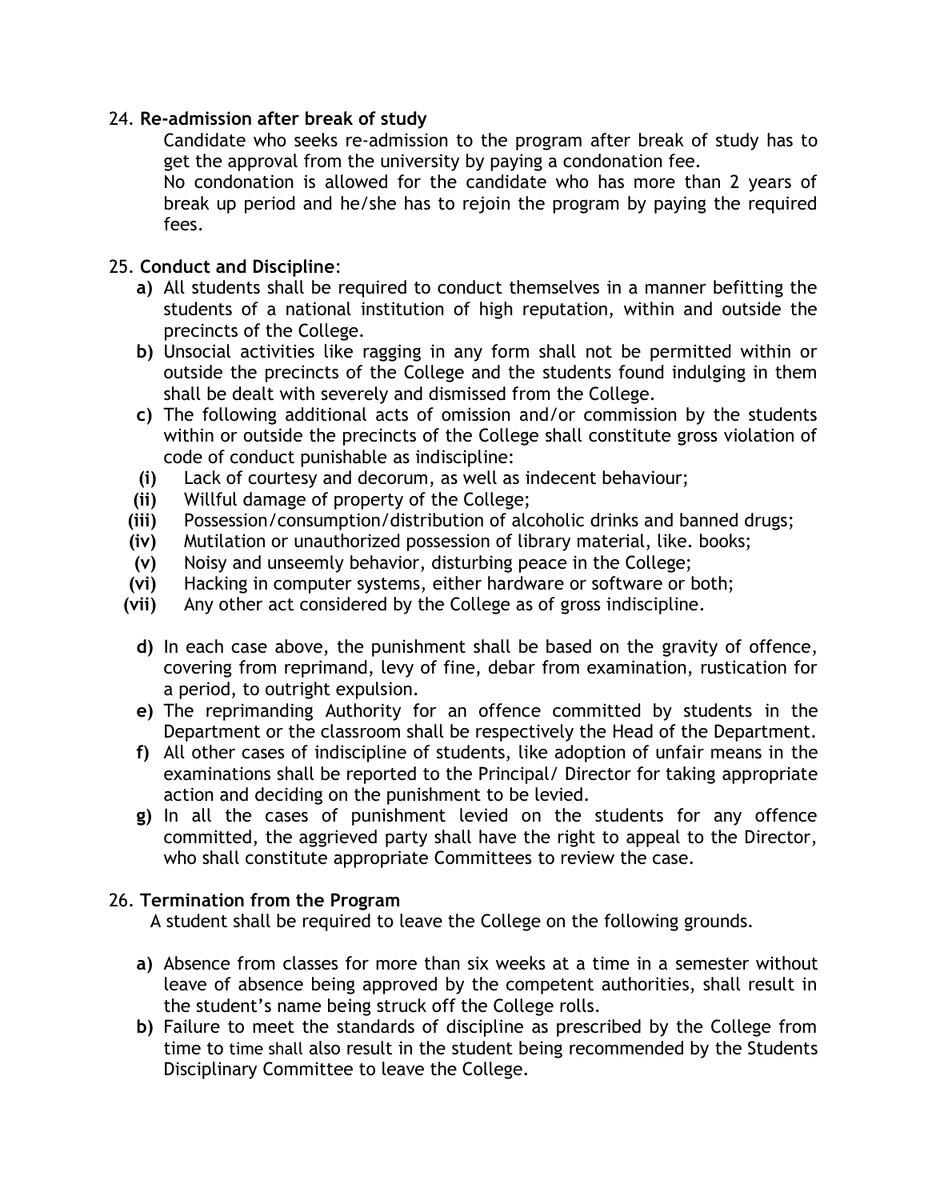## 24. Re-admission after break of study

Candidate who seeks re-admission to the program after break of study has to get the approval from the university by paying a condonation fee.
No condonation is allowed for the candidate who has more than 2 years of break up period and he/she has to rejoin the program by paying the required fees.

## 25. Conduct and Discipline:

**a)** All students shall be required to conduct themselves in a manner befitting the students of a national institution of high reputation, within and outside the precincts of the College.

**b)** Unsocial activities like ragging in any form shall not be permitted within or outside the precincts of the College and the students found indulging in them shall be dealt with severely and dismissed from the College.

**c)** The following additional acts of omission and/or commission by the students within or outside the precincts of the College shall constitute gross violation of code of conduct punishable as indiscipline:

- **(i)** Lack of courtesy and decorum, as well as indecent behaviour;
- **(ii)** Willful damage of property of the College;
- **(iii)** Possession/consumption/distribution of alcoholic drinks and banned drugs;
- **(iv)** Mutilation or unauthorized possession of library material, like. books;
- **(v)** Noisy and unseemly behavior, disturbing peace in the College;
- **(vi)** Hacking in computer systems, either hardware or software or both;
- **(vii)** Any other act considered by the College as of gross indiscipline.

**d)** In each case above, the punishment shall be based on the gravity of offence, covering from reprimand, levy of fine, debar from examination, rustication for a period, to outright expulsion.

**e)** The reprimanding Authority for an offence committed by students in the Department or the classroom shall be respectively the Head of the Department.

**f)** All other cases of indiscipline of students, like adoption of unfair means in the examinations shall be reported to the Principal/ Director for taking appropriate action and deciding on the punishment to be levied.

**g)** In all the cases of punishment levied on the students for any offence committed, the aggrieved party shall have the right to appeal to the Director, who shall constitute appropriate Committees to review the case.

## 26. Termination from the Program

A student shall be required to leave the College on the following grounds.

**a)** Absence from classes for more than six weeks at a time in a semester without leave of absence being approved by the competent authorities, shall result in the student's name being struck off the College rolls.

**b)** Failure to meet the standards of discipline as prescribed by the College from time to time shall also result in the student being recommended by the Students Disciplinary Committee to leave the College.